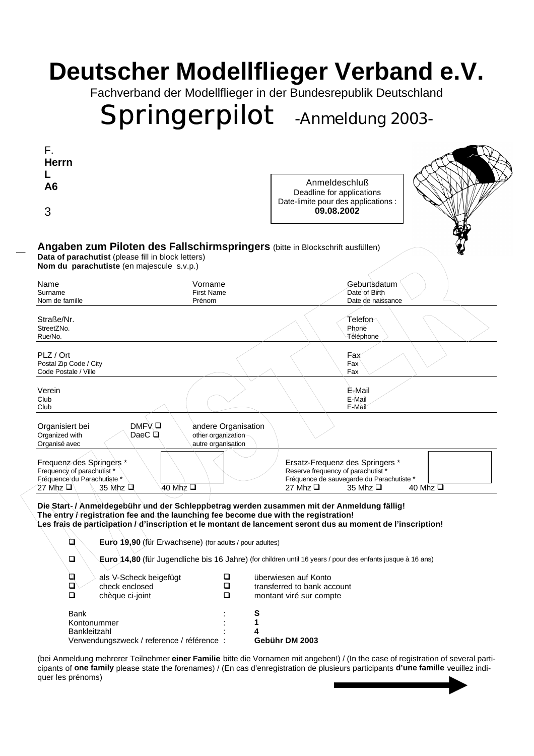# Deutscher Modellflieger Verband e.V.

Fachverband der Modellflieger in der Bundesrepublik Deutschland

## Springerpilot -Anmeldung 2003-

F.
**Herrn**
**L**
**A6**

3

Anmeldeschluß
Deadline for applications
Date-limite pour des applications :
**09.08.2002**

### Angaben zum Piloten des Fallschirmspringers (bitte in Blockschrift ausfüllen)

**Data of parachutist** (please fill in block letters)
**Nom du parachutiste** (en majescule s.v.p.)

| Name / Surname / Nom de famille | Vorname / First Name / Prénom | Geburtsdatum / Date of Birth / Date de naissance |
|---|---|---|
| Straße/Nr. / StreetZNo. / Rue/No. | | Telefon / Phone / Téléphone |
| PLZ / Ort / Postal Zip Code / City / Code Postale / Ville | | Fax / Fax / Fax |
| Verein / Club / Club | | E-Mail / E-Mail / E-Mail |

Organisiert bei / Organized with / Organisé avec: DMFV ❑ DaeC ❑ andere Organisation / other organization / autre organisation

Frequenz des Springers * / Frequency of parachutist * / Fréquence du Parachutiste *
27 Mhz ❑ 35 Mhz ❑ 40 Mhz ❑

Ersatz-Frequenz des Springers * / Reserve frequency of parachutist * / Fréquence de sauvegarde du Parachutiste *
27 Mhz ❑ 35 Mhz ❑ 40 Mhz ❑

**Die Start- / Anmeldegebühr und der Schleppbetrag werden zusammen mit der Anmeldung fällig!**
**The entry / registration fee and the launching fee become due with the registration!**
**Les frais de participation / d'inscription et le montant de lancement seront dus au moment de l'inscription!**

- ❑ **Euro 19,90** (für Erwachsene) (for adults / pour adultes)
- ❑ **Euro 14,80** (für Jugendliche bis 16 Jahre) (for children until 16 years / pour des enfants jusque à 16 ans)

❑ als V-Scheck beigefügt / ❑ check enclosed / ❑ chèque ci-joint

❑ überwiesen auf Konto / ❑ transferred to bank account / ❑ montant viré sur compte

Bank : **S**
Kontonummer : **1**
Bankleitzahl : **4**
Verwendungszweck / reference / référence : **Gebühr DM 2003**

(bei Anmeldung mehrerer Teilnehmer **einer Familie** bitte die Vornamen mit angeben!) / (In the case of registration of several participants of **one family** please state the forenames) / (En cas d'enregistration de plusieurs participants **d'une famille** veuillez indiquer les prénoms)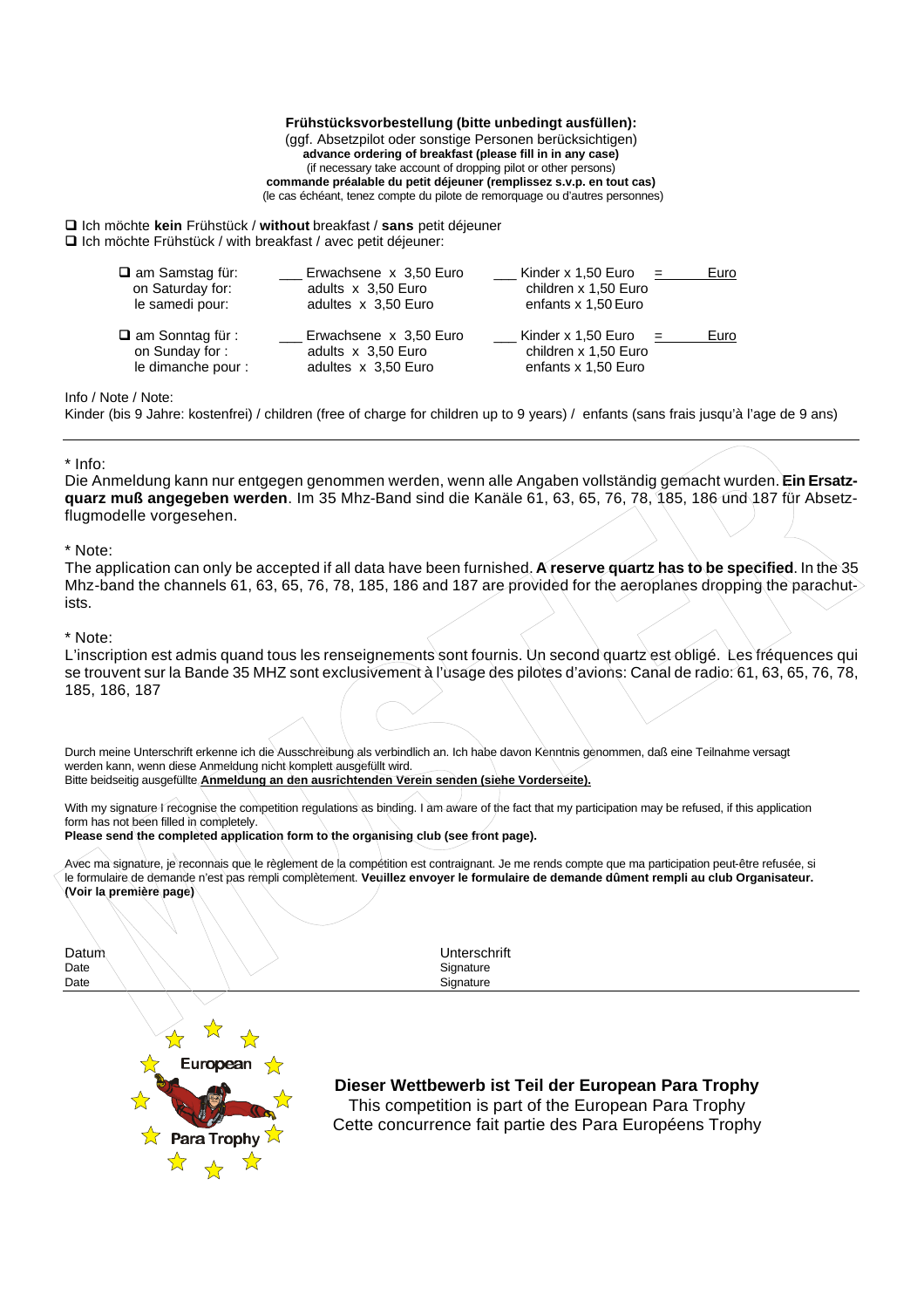**Frühstücksvorbestellung (bitte unbedingt ausfüllen):**
(ggf. Absetzpilot oder sonstige Personen berücksichtigen)
**advance ordering of breakfast (please fill in in any case)**
(if necessary take account of dropping pilot or other persons)
**commande préalable du petit déjeuner (remplissez s.v.p. en tout cas)**
(le cas échéant, tenez compte du pilote de remorquage ou d'autres personnes)

❑ Ich möchte **kein** Frühstück / **without** breakfast / **sans** petit déjeuner
❑ Ich möchte Frühstück / with breakfast / avec petit déjeuner:

| | | | | |
|---|---|---|---|---|
| ❑ am Samstag für:<br>on Saturday for:<br>le samedi pour: | ___ Erwachsene x 3,50 Euro<br>adults x 3,50 Euro<br>adultes x 3,50 Euro | ___ Kinder x 1,50 Euro<br>children x 1,50 Euro<br>enfants x 1,50 Euro | = | ______ Euro |
| ❑ am Sonntag für :<br>on Sunday for :<br>le dimanche pour : | ___ Erwachsene x 3,50 Euro<br>adults x 3,50 Euro<br>adultes x 3,50 Euro | ___ Kinder x 1,50 Euro<br>children x 1,50 Euro<br>enfants x 1,50 Euro | = | ______ Euro |

Info / Note / Note:
Kinder (bis 9 Jahre: kostenfrei) / children (free of charge for children up to 9 years) / enfants (sans frais jusqu'à l'age de 9 ans)

---

* Info:
Die Anmeldung kann nur entgegen genommen werden, wenn alle Angaben vollständig gemacht wurden. **Ein Ersatzquarz muß angegeben werden**. Im 35 Mhz-Band sind die Kanäle 61, 63, 65, 76, 78, 185, 186 und 187 für Absetzflugmodelle vorgesehen.

* Note:
The application can only be accepted if all data have been furnished. **A reserve quartz has to be specified**. In the 35 Mhz-band the channels 61, 63, 65, 76, 78, 185, 186 and 187 are provided for the aeroplanes dropping the parachutists.

* Note:
L'inscription est admis quand tous les renseignements sont fournis. Un second quartz est obligé. Les fréquences qui se trouvent sur la Bande 35 MHZ sont exclusivement à l'usage des pilotes d'avions: Canal de radio: 61, 63, 65, 76, 78, 185, 186, 187

Durch meine Unterschrift erkenne ich die Ausschreibung als verbindlich an. Ich habe davon Kenntnis genommen, daß eine Teilnahme versagt werden kann, wenn diese Anmeldung nicht komplett ausgefüllt wird.
Bitte beidseitig ausgefüllte **Anmeldung an den ausrichtenden Verein senden (siehe Vorderseite).**

With my signature I recognise the competition regulations as binding. I am aware of the fact that my participation may be refused, if this application form has not been filled in completely.
**Please send the completed application form to the organising club (see front page).**

Avec ma signature, je reconnais que le règlement de la compétition est contraignant. Je me rends compte que ma participation peut-être refusée, si le formulaire de demande n'est pas rempli complètement. **Veuillez envoyer le formulaire de demande dûment rempli au club Organisateur. (Voir la première page)**

Datum
Date
Date

Unterschrift
Signature
Signature

---

European Para Trophy

**Dieser Wettbewerb ist Teil der European Para Trophy**
This competition is part of the European Para Trophy
Cette concurrence fait partie des Para Européens Trophy